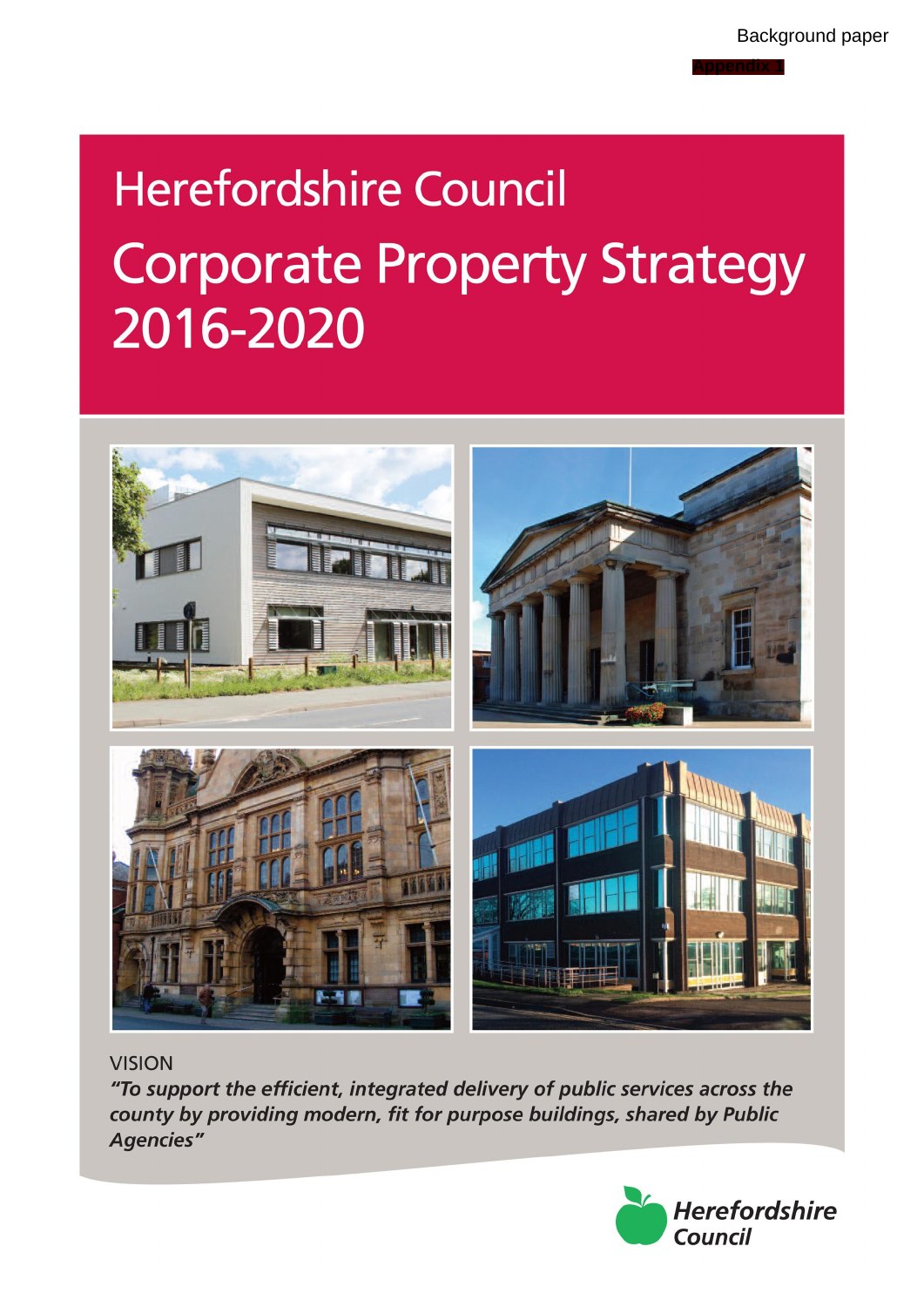Background paper

Appendix 1

# Herefordshire Council

# Corporate Property Strategy 2016-2020

VISION

*"To support the efficient, integrated delivery of public services across the county by providing modern, fit for purpose buildings, shared by Public Agencies"*

Herefordshire Council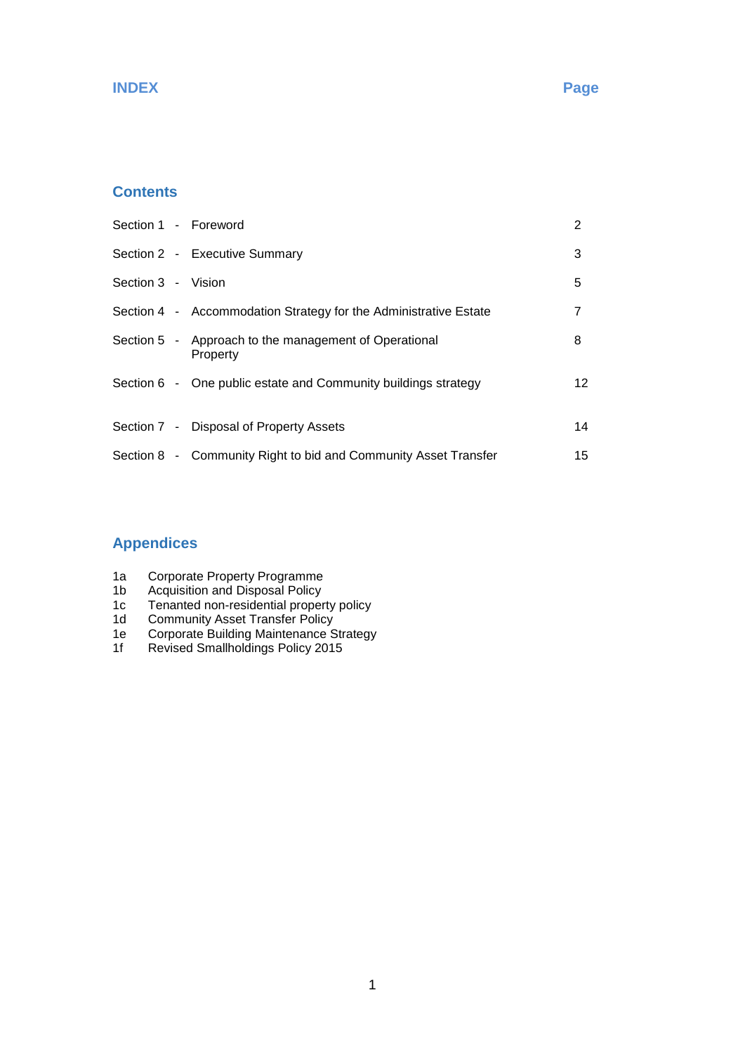# INDEX

**Page**

## Contents

| Section | | Title | Page |
|---|---|---|---|
| Section 1 | - | Foreword | 2 |
| Section 2 | - | Executive Summary | 3 |
| Section 3 | - | Vision | 5 |
| Section 4 | - | Accommodation Strategy for the Administrative Estate | 7 |
| Section 5 | - | Approach to the management of Operational Property | 8 |
| Section 6 | - | One public estate and Community buildings strategy | 12 |
| Section 7 | - | Disposal of Property Assets | 14 |
| Section 8 | - | Community Right to bid and Community Asset Transfer | 15 |

## Appendices

1a Corporate Property Programme
1b Acquisition and Disposal Policy
1c Tenanted non-residential property policy
1d Community Asset Transfer Policy
1e Corporate Building Maintenance Strategy
1f Revised Smallholdings Policy 2015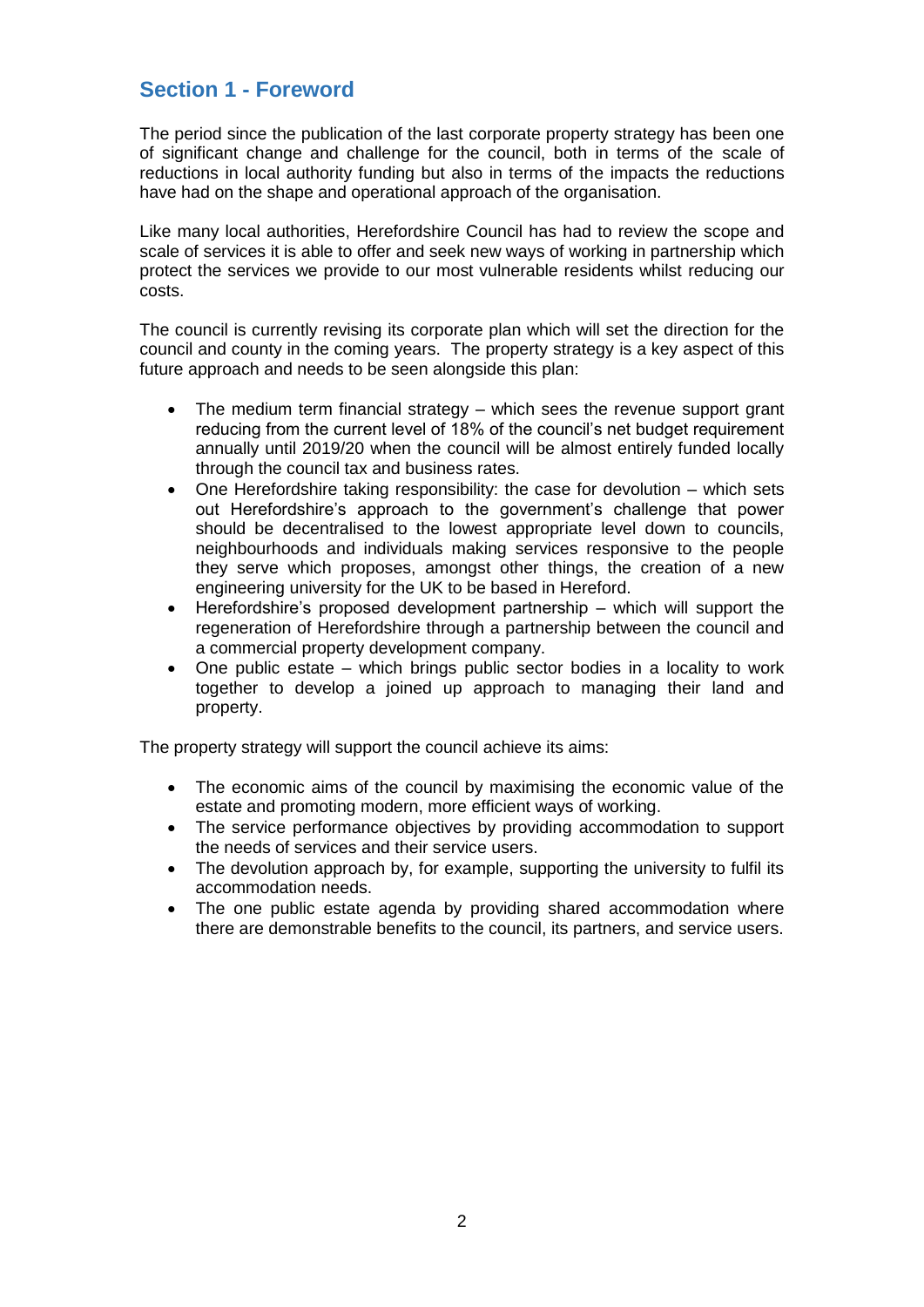## Section 1 - Foreword

The period since the publication of the last corporate property strategy has been one of significant change and challenge for the council, both in terms of the scale of reductions in local authority funding but also in terms of the impacts the reductions have had on the shape and operational approach of the organisation.

Like many local authorities, Herefordshire Council has had to review the scope and scale of services it is able to offer and seek new ways of working in partnership which protect the services we provide to our most vulnerable residents whilst reducing our costs.

The council is currently revising its corporate plan which will set the direction for the council and county in the coming years. The property strategy is a key aspect of this future approach and needs to be seen alongside this plan:

- The medium term financial strategy – which sees the revenue support grant reducing from the current level of 18% of the council's net budget requirement annually until 2019/20 when the council will be almost entirely funded locally through the council tax and business rates.
- One Herefordshire taking responsibility: the case for devolution – which sets out Herefordshire's approach to the government's challenge that power should be decentralised to the lowest appropriate level down to councils, neighbourhoods and individuals making services responsive to the people they serve which proposes, amongst other things, the creation of a new engineering university for the UK to be based in Hereford.
- Herefordshire's proposed development partnership – which will support the regeneration of Herefordshire through a partnership between the council and a commercial property development company.
- One public estate – which brings public sector bodies in a locality to work together to develop a joined up approach to managing their land and property.

The property strategy will support the council achieve its aims:

- The economic aims of the council by maximising the economic value of the estate and promoting modern, more efficient ways of working.
- The service performance objectives by providing accommodation to support the needs of services and their service users.
- The devolution approach by, for example, supporting the university to fulfil its accommodation needs.
- The one public estate agenda by providing shared accommodation where there are demonstrable benefits to the council, its partners, and service users.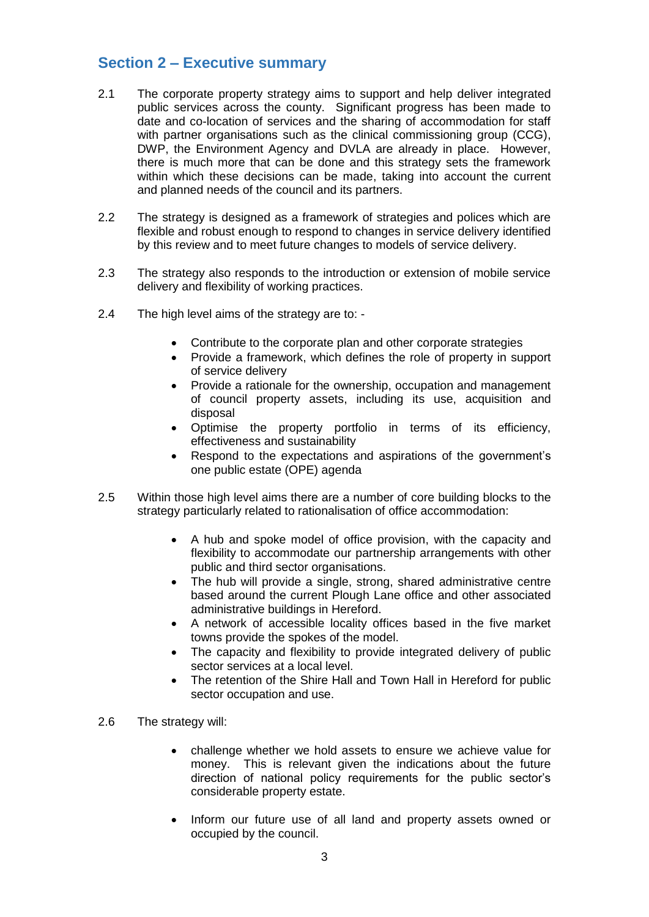## Section 2 – Executive summary

2.1 The corporate property strategy aims to support and help deliver integrated public services across the county. Significant progress has been made to date and co-location of services and the sharing of accommodation for staff with partner organisations such as the clinical commissioning group (CCG), DWP, the Environment Agency and DVLA are already in place. However, there is much more that can be done and this strategy sets the framework within which these decisions can be made, taking into account the current and planned needs of the council and its partners.

2.2 The strategy is designed as a framework of strategies and polices which are flexible and robust enough to respond to changes in service delivery identified by this review and to meet future changes to models of service delivery.

2.3 The strategy also responds to the introduction or extension of mobile service delivery and flexibility of working practices.

2.4 The high level aims of the strategy are to: -

- Contribute to the corporate plan and other corporate strategies
- Provide a framework, which defines the role of property in support of service delivery
- Provide a rationale for the ownership, occupation and management of council property assets, including its use, acquisition and disposal
- Optimise the property portfolio in terms of its efficiency, effectiveness and sustainability
- Respond to the expectations and aspirations of the government's one public estate (OPE) agenda

2.5 Within those high level aims there are a number of core building blocks to the strategy particularly related to rationalisation of office accommodation:

- A hub and spoke model of office provision, with the capacity and flexibility to accommodate our partnership arrangements with other public and third sector organisations.
- The hub will provide a single, strong, shared administrative centre based around the current Plough Lane office and other associated administrative buildings in Hereford.
- A network of accessible locality offices based in the five market towns provide the spokes of the model.
- The capacity and flexibility to provide integrated delivery of public sector services at a local level.
- The retention of the Shire Hall and Town Hall in Hereford for public sector occupation and use.

2.6 The strategy will:

- challenge whether we hold assets to ensure we achieve value for money. This is relevant given the indications about the future direction of national policy requirements for the public sector's considerable property estate.

- Inform our future use of all land and property assets owned or occupied by the council.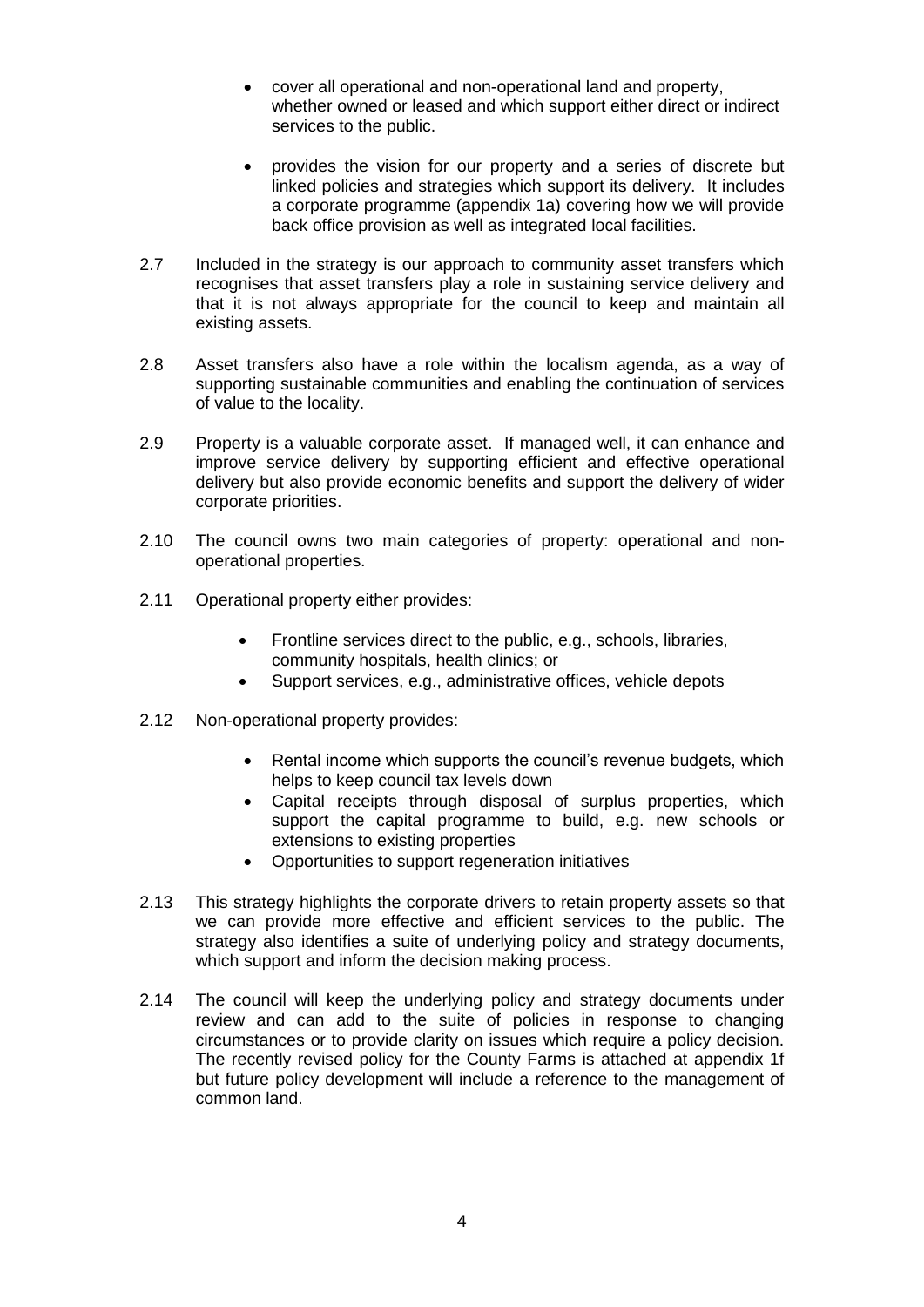- cover all operational and non-operational land and property, whether owned or leased and which support either direct or indirect services to the public.

- provides the vision for our property and a series of discrete but linked policies and strategies which support its delivery. It includes a corporate programme (appendix 1a) covering how we will provide back office provision as well as integrated local facilities.

2.7 Included in the strategy is our approach to community asset transfers which recognises that asset transfers play a role in sustaining service delivery and that it is not always appropriate for the council to keep and maintain all existing assets.

2.8 Asset transfers also have a role within the localism agenda, as a way of supporting sustainable communities and enabling the continuation of services of value to the locality.

2.9 Property is a valuable corporate asset. If managed well, it can enhance and improve service delivery by supporting efficient and effective operational delivery but also provide economic benefits and support the delivery of wider corporate priorities.

2.10 The council owns two main categories of property: operational and non-operational properties.

2.11 Operational property either provides:

- Frontline services direct to the public, e.g., schools, libraries, community hospitals, health clinics; or
- Support services, e.g., administrative offices, vehicle depots

2.12 Non-operational property provides:

- Rental income which supports the council's revenue budgets, which helps to keep council tax levels down
- Capital receipts through disposal of surplus properties, which support the capital programme to build, e.g. new schools or extensions to existing properties
- Opportunities to support regeneration initiatives

2.13 This strategy highlights the corporate drivers to retain property assets so that we can provide more effective and efficient services to the public. The strategy also identifies a suite of underlying policy and strategy documents, which support and inform the decision making process.

2.14 The council will keep the underlying policy and strategy documents under review and can add to the suite of policies in response to changing circumstances or to provide clarity on issues which require a policy decision. The recently revised policy for the County Farms is attached at appendix 1f but future policy development will include a reference to the management of common land.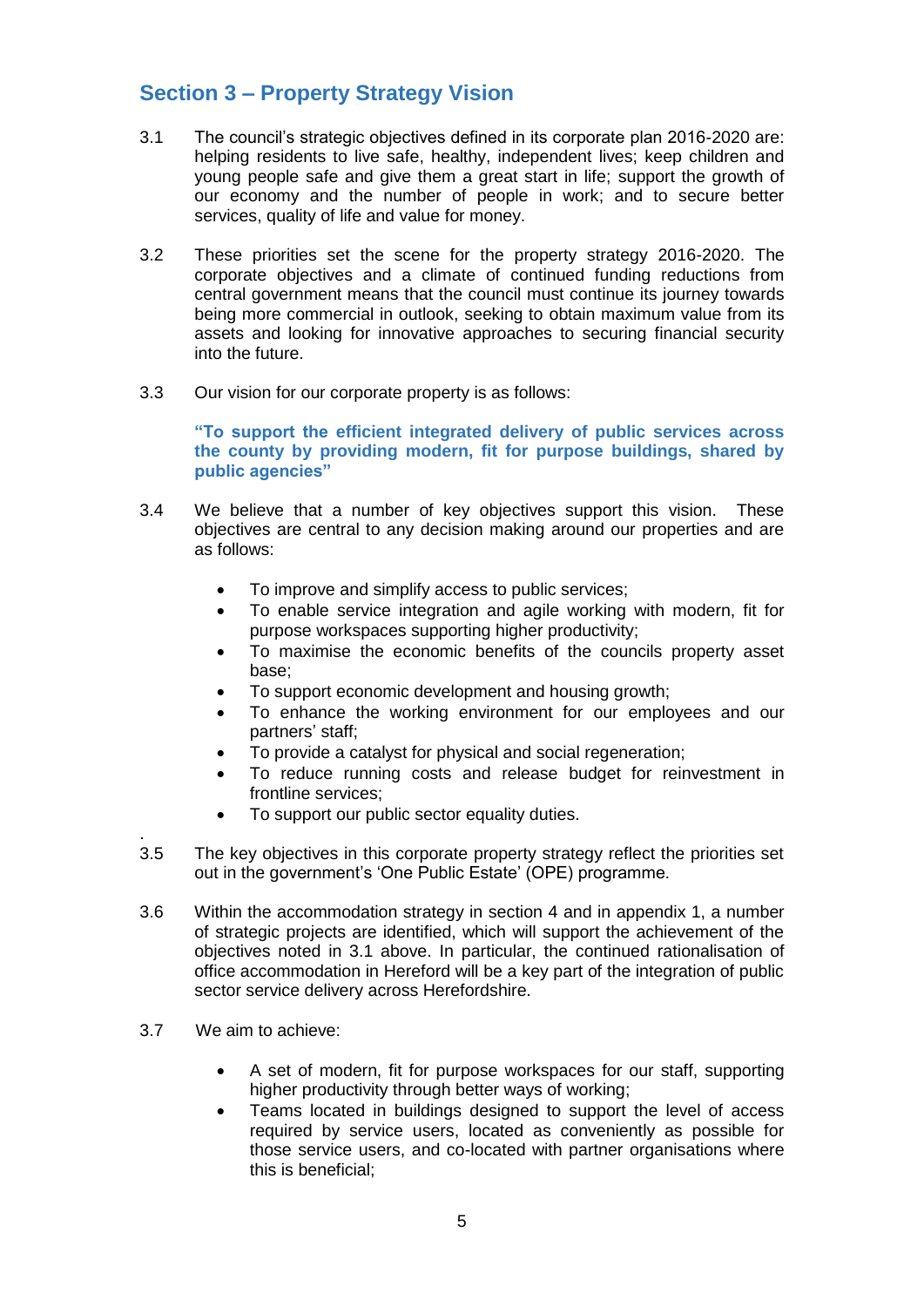## Section 3 – Property Strategy Vision

3.1 The council's strategic objectives defined in its corporate plan 2016-2020 are: helping residents to live safe, healthy, independent lives; keep children and young people safe and give them a great start in life; support the growth of our economy and the number of people in work; and to secure better services, quality of life and value for money.

3.2 These priorities set the scene for the property strategy 2016-2020. The corporate objectives and a climate of continued funding reductions from central government means that the council must continue its journey towards being more commercial in outlook, seeking to obtain maximum value from its assets and looking for innovative approaches to securing financial security into the future.

3.3 Our vision for our corporate property is as follows:

**"To support the efficient integrated delivery of public services across the county by providing modern, fit for purpose buildings, shared by public agencies"**

3.4 We believe that a number of key objectives support this vision. These objectives are central to any decision making around our properties and are as follows:

- To improve and simplify access to public services;
- To enable service integration and agile working with modern, fit for purpose workspaces supporting higher productivity;
- To maximise the economic benefits of the councils property asset base;
- To support economic development and housing growth;
- To enhance the working environment for our employees and our partners' staff;
- To provide a catalyst for physical and social regeneration;
- To reduce running costs and release budget for reinvestment in frontline services;
- To support our public sector equality duties.

.

3.5 The key objectives in this corporate property strategy reflect the priorities set out in the government's 'One Public Estate' (OPE) programme.

3.6 Within the accommodation strategy in section 4 and in appendix 1, a number of strategic projects are identified, which will support the achievement of the objectives noted in 3.1 above. In particular, the continued rationalisation of office accommodation in Hereford will be a key part of the integration of public sector service delivery across Herefordshire.

3.7 We aim to achieve:

- A set of modern, fit for purpose workspaces for our staff, supporting higher productivity through better ways of working;
- Teams located in buildings designed to support the level of access required by service users, located as conveniently as possible for those service users, and co-located with partner organisations where this is beneficial;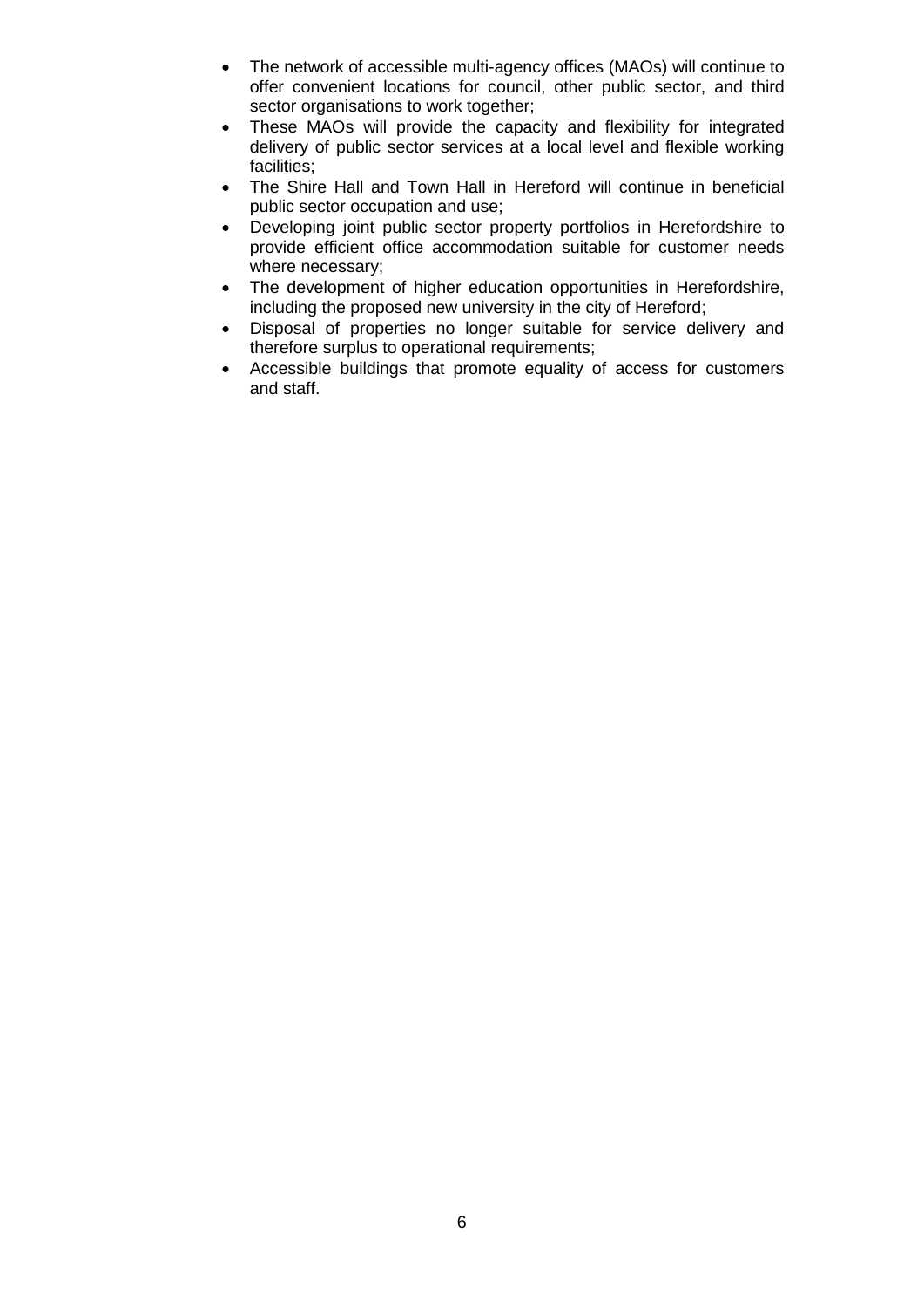- The network of accessible multi-agency offices (MAOs) will continue to offer convenient locations for council, other public sector, and third sector organisations to work together;
- These MAOs will provide the capacity and flexibility for integrated delivery of public sector services at a local level and flexible working facilities;
- The Shire Hall and Town Hall in Hereford will continue in beneficial public sector occupation and use;
- Developing joint public sector property portfolios in Herefordshire to provide efficient office accommodation suitable for customer needs where necessary;
- The development of higher education opportunities in Herefordshire, including the proposed new university in the city of Hereford;
- Disposal of properties no longer suitable for service delivery and therefore surplus to operational requirements;
- Accessible buildings that promote equality of access for customers and staff.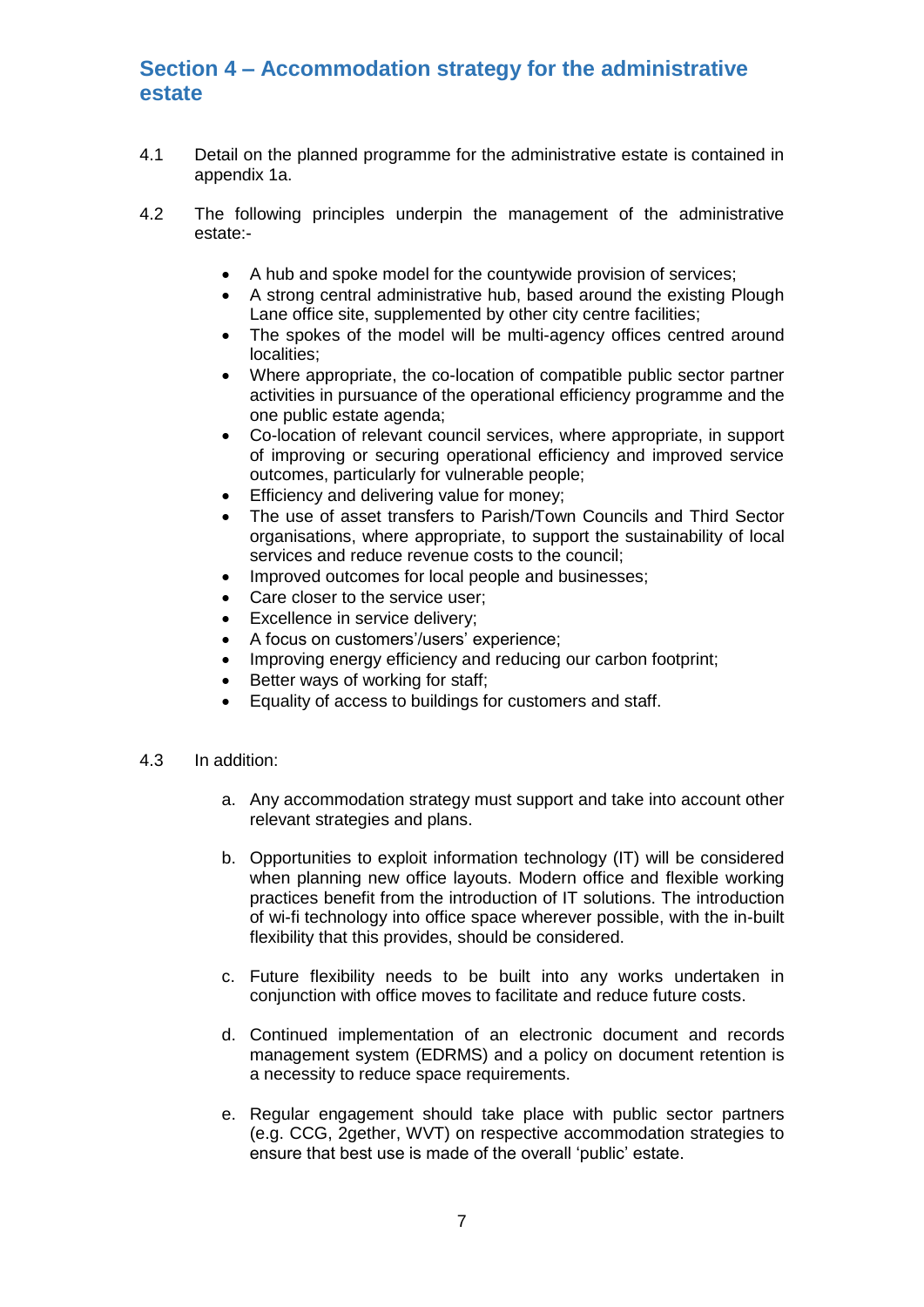## Section 4 – Accommodation strategy for the administrative estate

4.1 Detail on the planned programme for the administrative estate is contained in appendix 1a.

4.2 The following principles underpin the management of the administrative estate:-

- A hub and spoke model for the countywide provision of services;
- A strong central administrative hub, based around the existing Plough Lane office site, supplemented by other city centre facilities;
- The spokes of the model will be multi-agency offices centred around localities;
- Where appropriate, the co-location of compatible public sector partner activities in pursuance of the operational efficiency programme and the one public estate agenda;
- Co-location of relevant council services, where appropriate, in support of improving or securing operational efficiency and improved service outcomes, particularly for vulnerable people;
- Efficiency and delivering value for money;
- The use of asset transfers to Parish/Town Councils and Third Sector organisations, where appropriate, to support the sustainability of local services and reduce revenue costs to the council;
- Improved outcomes for local people and businesses;
- Care closer to the service user;
- Excellence in service delivery;
- A focus on customers'/users' experience;
- Improving energy efficiency and reducing our carbon footprint;
- Better ways of working for staff;
- Equality of access to buildings for customers and staff.

4.3 In addition:

a. Any accommodation strategy must support and take into account other relevant strategies and plans.

b. Opportunities to exploit information technology (IT) will be considered when planning new office layouts. Modern office and flexible working practices benefit from the introduction of IT solutions. The introduction of wi-fi technology into office space wherever possible, with the in-built flexibility that this provides, should be considered.

c. Future flexibility needs to be built into any works undertaken in conjunction with office moves to facilitate and reduce future costs.

d. Continued implementation of an electronic document and records management system (EDRMS) and a policy on document retention is a necessity to reduce space requirements.

e. Regular engagement should take place with public sector partners (e.g. CCG, 2gether, WVT) on respective accommodation strategies to ensure that best use is made of the overall 'public' estate.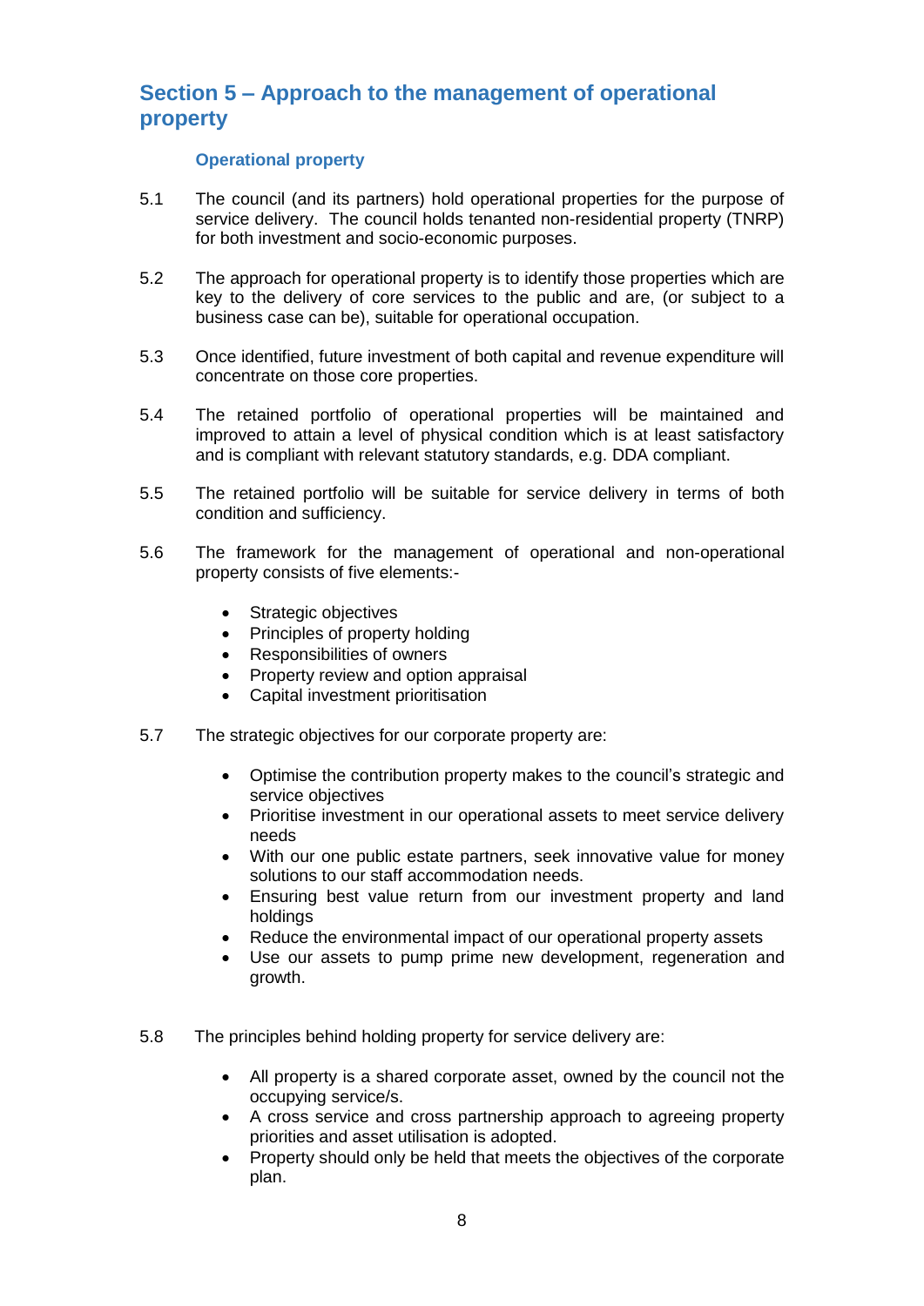## Section 5 – Approach to the management of operational property

### Operational property

5.1 The council (and its partners) hold operational properties for the purpose of service delivery. The council holds tenanted non-residential property (TNRP) for both investment and socio-economic purposes.

5.2 The approach for operational property is to identify those properties which are key to the delivery of core services to the public and are, (or subject to a business case can be), suitable for operational occupation.

5.3 Once identified, future investment of both capital and revenue expenditure will concentrate on those core properties.

5.4 The retained portfolio of operational properties will be maintained and improved to attain a level of physical condition which is at least satisfactory and is compliant with relevant statutory standards, e.g. DDA compliant.

5.5 The retained portfolio will be suitable for service delivery in terms of both condition and sufficiency.

5.6 The framework for the management of operational and non-operational property consists of five elements:-

- Strategic objectives
- Principles of property holding
- Responsibilities of owners
- Property review and option appraisal
- Capital investment prioritisation

5.7 The strategic objectives for our corporate property are:

- Optimise the contribution property makes to the council's strategic and service objectives
- Prioritise investment in our operational assets to meet service delivery needs
- With our one public estate partners, seek innovative value for money solutions to our staff accommodation needs.
- Ensuring best value return from our investment property and land holdings
- Reduce the environmental impact of our operational property assets
- Use our assets to pump prime new development, regeneration and growth.

5.8 The principles behind holding property for service delivery are:

- All property is a shared corporate asset, owned by the council not the occupying service/s.
- A cross service and cross partnership approach to agreeing property priorities and asset utilisation is adopted.
- Property should only be held that meets the objectives of the corporate plan.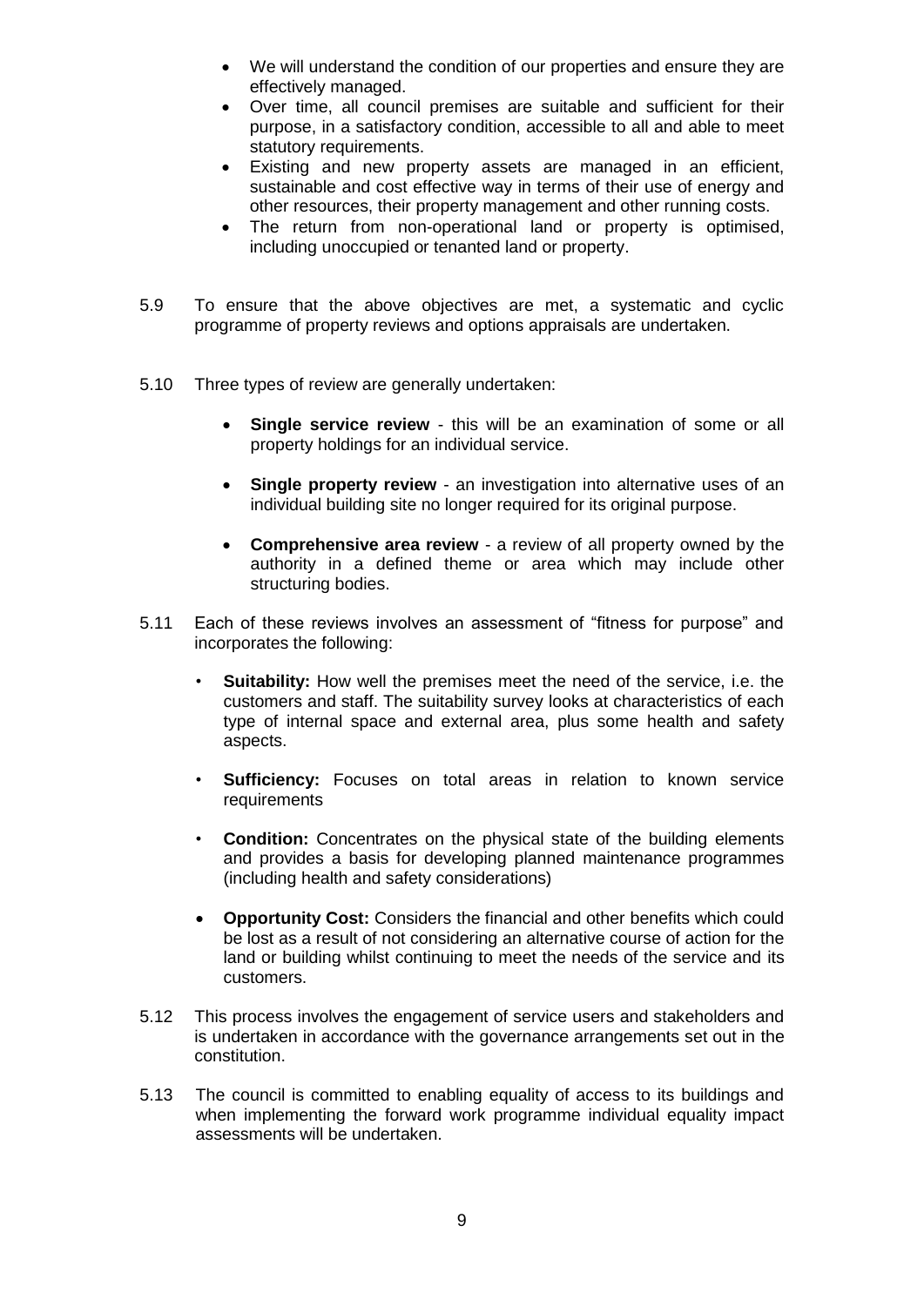- We will understand the condition of our properties and ensure they are effectively managed.
- Over time, all council premises are suitable and sufficient for their purpose, in a satisfactory condition, accessible to all and able to meet statutory requirements.
- Existing and new property assets are managed in an efficient, sustainable and cost effective way in terms of their use of energy and other resources, their property management and other running costs.
- The return from non-operational land or property is optimised, including unoccupied or tenanted land or property.

5.9 To ensure that the above objectives are met, a systematic and cyclic programme of property reviews and options appraisals are undertaken.

5.10 Three types of review are generally undertaken:

- **Single service review** - this will be an examination of some or all property holdings for an individual service.

- **Single property review** - an investigation into alternative uses of an individual building site no longer required for its original purpose.

- **Comprehensive area review** - a review of all property owned by the authority in a defined theme or area which may include other structuring bodies.

5.11 Each of these reviews involves an assessment of "fitness for purpose" and incorporates the following:

- **Suitability:** How well the premises meet the need of the service, i.e. the customers and staff. The suitability survey looks at characteristics of each type of internal space and external area, plus some health and safety aspects.

- **Sufficiency:** Focuses on total areas in relation to known service requirements

- **Condition:** Concentrates on the physical state of the building elements and provides a basis for developing planned maintenance programmes (including health and safety considerations)

- **Opportunity Cost:** Considers the financial and other benefits which could be lost as a result of not considering an alternative course of action for the land or building whilst continuing to meet the needs of the service and its customers.

5.12 This process involves the engagement of service users and stakeholders and is undertaken in accordance with the governance arrangements set out in the constitution.

5.13 The council is committed to enabling equality of access to its buildings and when implementing the forward work programme individual equality impact assessments will be undertaken.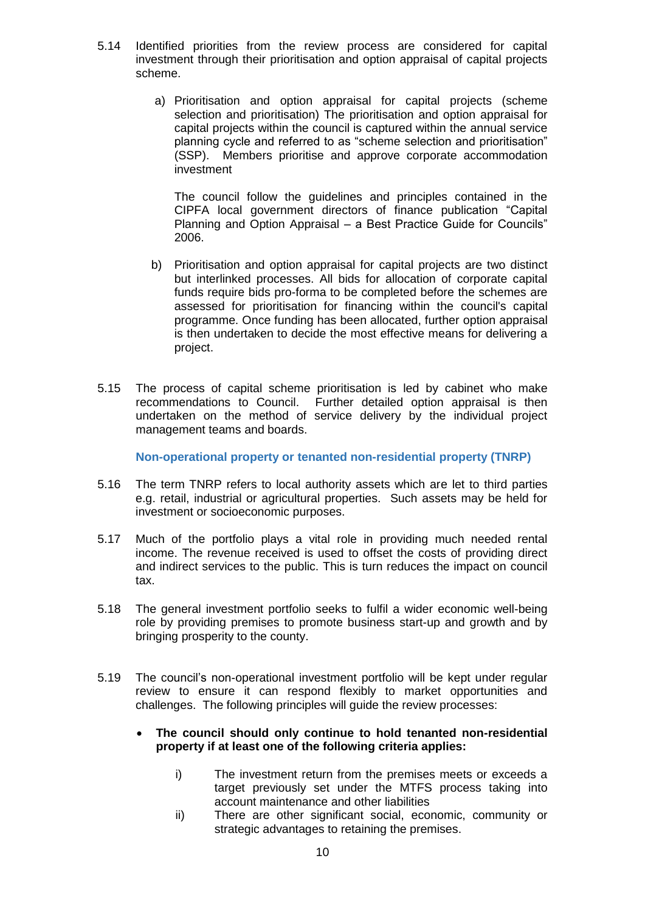5.14 Identified priorities from the review process are considered for capital investment through their prioritisation and option appraisal of capital projects scheme.

a) Prioritisation and option appraisal for capital projects (scheme selection and prioritisation) The prioritisation and option appraisal for capital projects within the council is captured within the annual service planning cycle and referred to as "scheme selection and prioritisation" (SSP). Members prioritise and approve corporate accommodation investment

The council follow the guidelines and principles contained in the CIPFA local government directors of finance publication "Capital Planning and Option Appraisal – a Best Practice Guide for Councils" 2006.

b) Prioritisation and option appraisal for capital projects are two distinct but interlinked processes. All bids for allocation of corporate capital funds require bids pro-forma to be completed before the schemes are assessed for prioritisation for financing within the council's capital programme. Once funding has been allocated, further option appraisal is then undertaken to decide the most effective means for delivering a project.

5.15 The process of capital scheme prioritisation is led by cabinet who make recommendations to Council. Further detailed option appraisal is then undertaken on the method of service delivery by the individual project management teams and boards.

### Non-operational property or tenanted non-residential property (TNRP)

5.16 The term TNRP refers to local authority assets which are let to third parties e.g. retail, industrial or agricultural properties. Such assets may be held for investment or socioeconomic purposes.

5.17 Much of the portfolio plays a vital role in providing much needed rental income. The revenue received is used to offset the costs of providing direct and indirect services to the public. This is turn reduces the impact on council tax.

5.18 The general investment portfolio seeks to fulfil a wider economic well-being role by providing premises to promote business start-up and growth and by bringing prosperity to the county.

5.19 The council's non-operational investment portfolio will be kept under regular review to ensure it can respond flexibly to market opportunities and challenges. The following principles will guide the review processes:

- **The council should only continue to hold tenanted non-residential property if at least one of the following criteria applies:**

  i) The investment return from the premises meets or exceeds a target previously set under the MTFS process taking into account maintenance and other liabilities

  ii) There are other significant social, economic, community or strategic advantages to retaining the premises.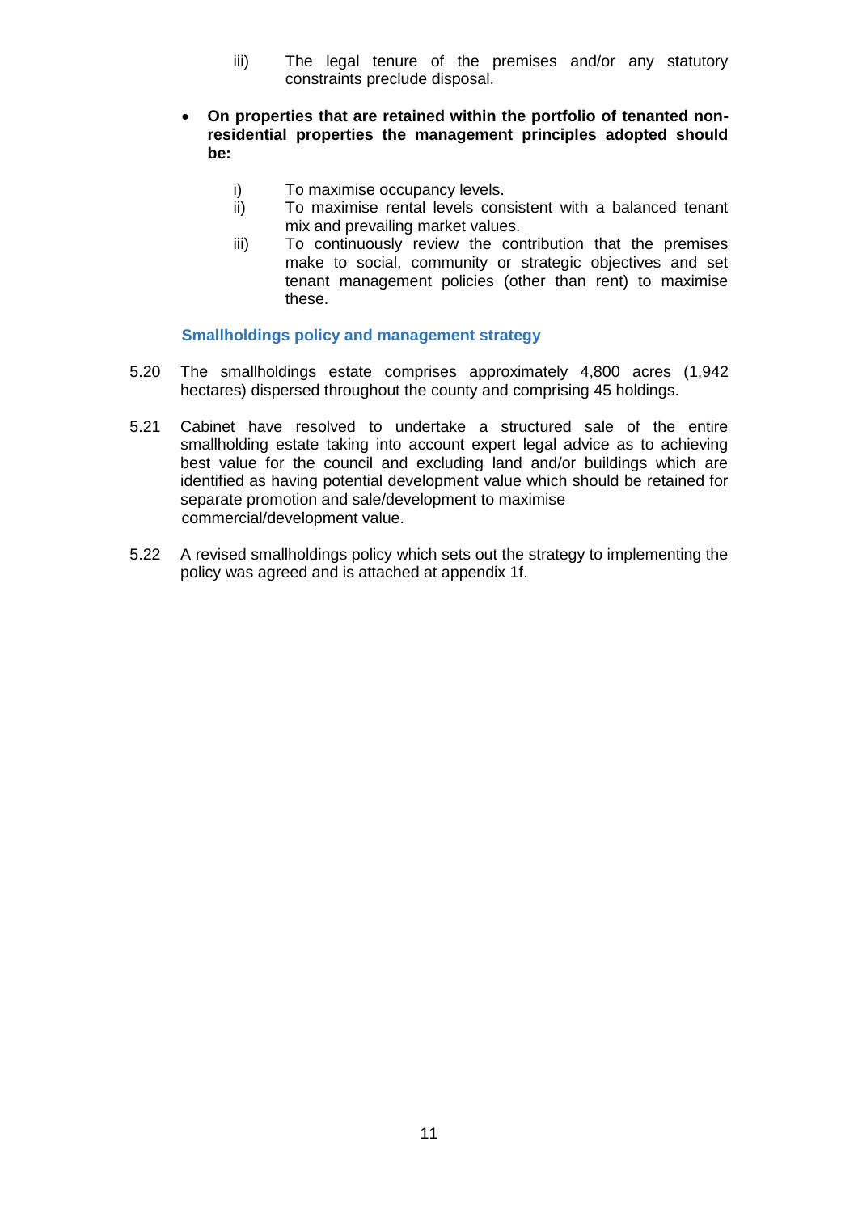iii) The legal tenure of the premises and/or any statutory constraints preclude disposal.

- **On properties that are retained within the portfolio of tenanted non-residential properties the management principles adopted should be:**

  i) To maximise occupancy levels.
  
  ii) To maximise rental levels consistent with a balanced tenant mix and prevailing market values.
  
  iii) To continuously review the contribution that the premises make to social, community or strategic objectives and set tenant management policies (other than rent) to maximise these.

### Smallholdings policy and management strategy

5.20 The smallholdings estate comprises approximately 4,800 acres (1,942 hectares) dispersed throughout the county and comprising 45 holdings.

5.21 Cabinet have resolved to undertake a structured sale of the entire smallholding estate taking into account expert legal advice as to achieving best value for the council and excluding land and/or buildings which are identified as having potential development value which should be retained for separate promotion and sale/development to maximise commercial/development value.

5.22 A revised smallholdings policy which sets out the strategy to implementing the policy was agreed and is attached at appendix 1f.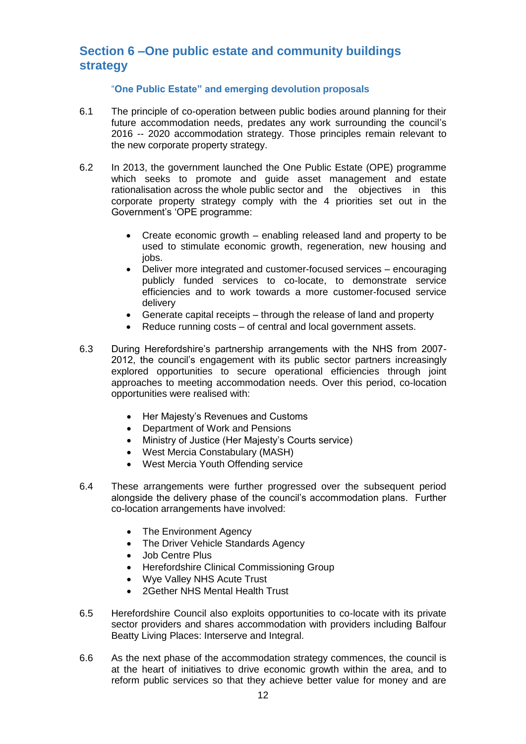## Section 6 –One public estate and community buildings strategy

### "One Public Estate" and emerging devolution proposals

6.1 The principle of co-operation between public bodies around planning for their future accommodation needs, predates any work surrounding the council's 2016 -- 2020 accommodation strategy. Those principles remain relevant to the new corporate property strategy.

6.2 In 2013, the government launched the One Public Estate (OPE) programme which seeks to promote and guide asset management and estate rationalisation across the whole public sector and the objectives in this corporate property strategy comply with the 4 priorities set out in the Government's 'OPE programme:

- Create economic growth – enabling released land and property to be used to stimulate economic growth, regeneration, new housing and jobs.
- Deliver more integrated and customer-focused services – encouraging publicly funded services to co-locate, to demonstrate service efficiencies and to work towards a more customer-focused service delivery
- Generate capital receipts – through the release of land and property
- Reduce running costs – of central and local government assets.

6.3 During Herefordshire's partnership arrangements with the NHS from 2007-2012, the council's engagement with its public sector partners increasingly explored opportunities to secure operational efficiencies through joint approaches to meeting accommodation needs. Over this period, co-location opportunities were realised with:

- Her Majesty's Revenues and Customs
- Department of Work and Pensions
- Ministry of Justice (Her Majesty's Courts service)
- West Mercia Constabulary (MASH)
- West Mercia Youth Offending service

6.4 These arrangements were further progressed over the subsequent period alongside the delivery phase of the council's accommodation plans. Further co-location arrangements have involved:

- The Environment Agency
- The Driver Vehicle Standards Agency
- Job Centre Plus
- Herefordshire Clinical Commissioning Group
- Wye Valley NHS Acute Trust
- 2Gether NHS Mental Health Trust

6.5 Herefordshire Council also exploits opportunities to co-locate with its private sector providers and shares accommodation with providers including Balfour Beatty Living Places: Interserve and Integral.

6.6 As the next phase of the accommodation strategy commences, the council is at the heart of initiatives to drive economic growth within the area, and to reform public services so that they achieve better value for money and are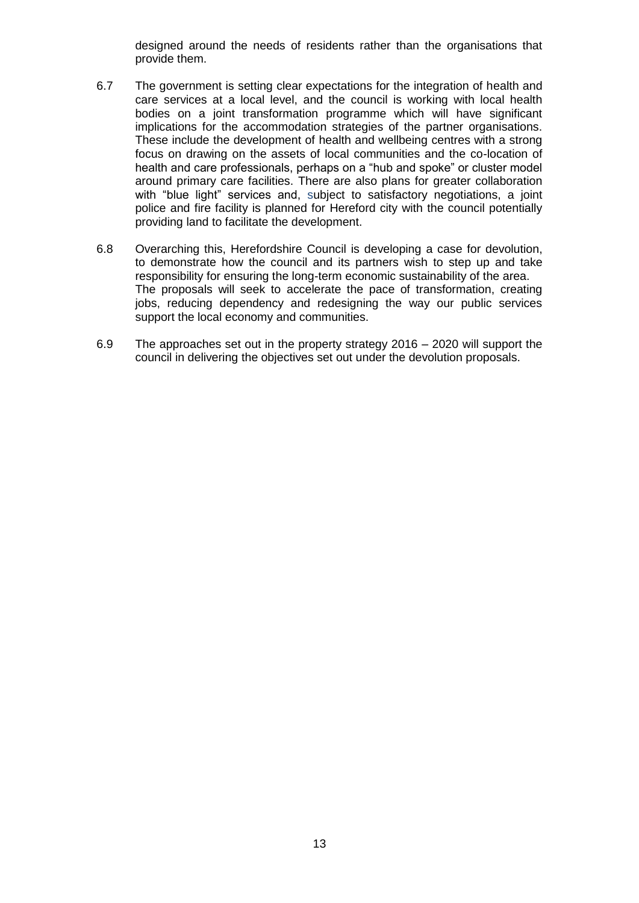designed around the needs of residents rather than the organisations that provide them.

6.7 The government is setting clear expectations for the integration of health and care services at a local level, and the council is working with local health bodies on a joint transformation programme which will have significant implications for the accommodation strategies of the partner organisations. These include the development of health and wellbeing centres with a strong focus on drawing on the assets of local communities and the co-location of health and care professionals, perhaps on a "hub and spoke" or cluster model around primary care facilities. There are also plans for greater collaboration with "blue light" services and, subject to satisfactory negotiations, a joint police and fire facility is planned for Hereford city with the council potentially providing land to facilitate the development.

6.8 Overarching this, Herefordshire Council is developing a case for devolution, to demonstrate how the council and its partners wish to step up and take responsibility for ensuring the long-term economic sustainability of the area. The proposals will seek to accelerate the pace of transformation, creating jobs, reducing dependency and redesigning the way our public services support the local economy and communities.

6.9 The approaches set out in the property strategy 2016 – 2020 will support the council in delivering the objectives set out under the devolution proposals.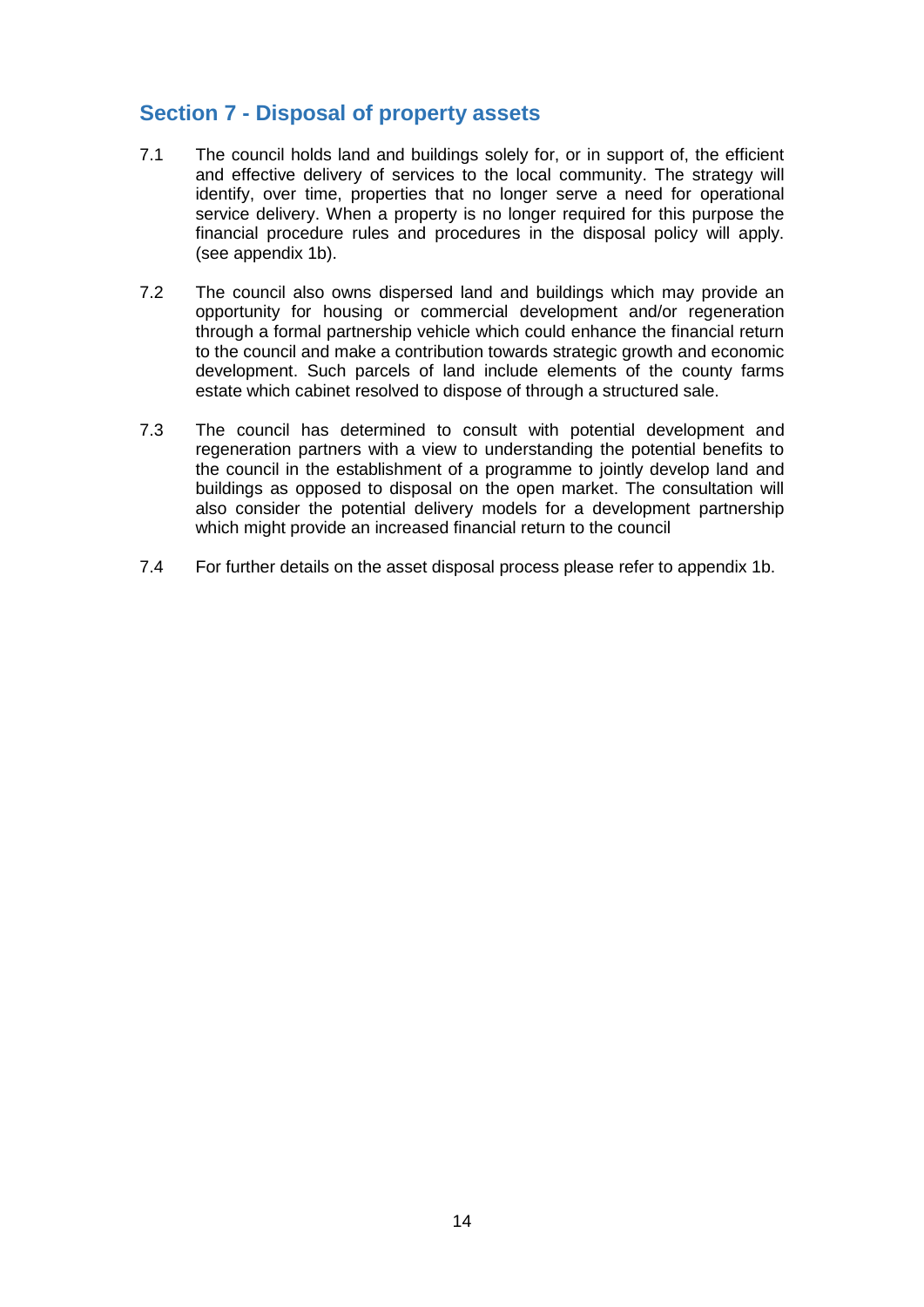## Section 7 - Disposal of property assets

7.1 The council holds land and buildings solely for, or in support of, the efficient and effective delivery of services to the local community. The strategy will identify, over time, properties that no longer serve a need for operational service delivery. When a property is no longer required for this purpose the financial procedure rules and procedures in the disposal policy will apply. (see appendix 1b).

7.2 The council also owns dispersed land and buildings which may provide an opportunity for housing or commercial development and/or regeneration through a formal partnership vehicle which could enhance the financial return to the council and make a contribution towards strategic growth and economic development. Such parcels of land include elements of the county farms estate which cabinet resolved to dispose of through a structured sale.

7.3 The council has determined to consult with potential development and regeneration partners with a view to understanding the potential benefits to the council in the establishment of a programme to jointly develop land and buildings as opposed to disposal on the open market. The consultation will also consider the potential delivery models for a development partnership which might provide an increased financial return to the council

7.4 For further details on the asset disposal process please refer to appendix 1b.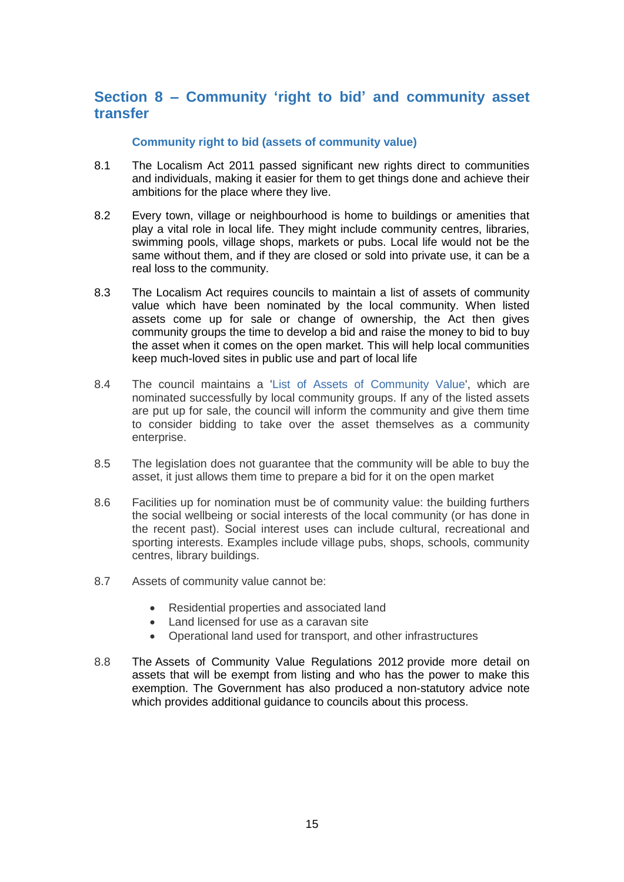## Section 8 – Community 'right to bid' and community asset transfer

### Community right to bid (assets of community value)

8.1 The Localism Act 2011 passed significant new rights direct to communities and individuals, making it easier for them to get things done and achieve their ambitions for the place where they live.

8.2 Every town, village or neighbourhood is home to buildings or amenities that play a vital role in local life. They might include community centres, libraries, swimming pools, village shops, markets or pubs. Local life would not be the same without them, and if they are closed or sold into private use, it can be a real loss to the community.

8.3 The Localism Act requires councils to maintain a list of assets of community value which have been nominated by the local community. When listed assets come up for sale or change of ownership, the Act then gives community groups the time to develop a bid and raise the money to bid to buy the asset when it comes on the open market. This will help local communities keep much-loved sites in public use and part of local life

8.4 The council maintains a 'List of Assets of Community Value', which are nominated successfully by local community groups. If any of the listed assets are put up for sale, the council will inform the community and give them time to consider bidding to take over the asset themselves as a community enterprise.

8.5 The legislation does not guarantee that the community will be able to buy the asset, it just allows them time to prepare a bid for it on the open market

8.6 Facilities up for nomination must be of community value: the building furthers the social wellbeing or social interests of the local community (or has done in the recent past). Social interest uses can include cultural, recreational and sporting interests. Examples include village pubs, shops, schools, community centres, library buildings.

8.7 Assets of community value cannot be:

- Residential properties and associated land
- Land licensed for use as a caravan site
- Operational land used for transport, and other infrastructures

8.8 The Assets of Community Value Regulations 2012 provide more detail on assets that will be exempt from listing and who has the power to make this exemption. The Government has also produced a non-statutory advice note which provides additional guidance to councils about this process.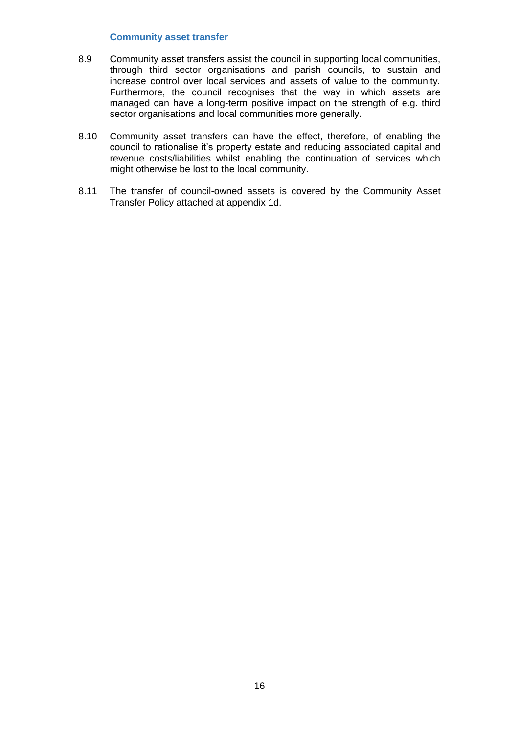### Community asset transfer

8.9 Community asset transfers assist the council in supporting local communities, through third sector organisations and parish councils, to sustain and increase control over local services and assets of value to the community. Furthermore, the council recognises that the way in which assets are managed can have a long-term positive impact on the strength of e.g. third sector organisations and local communities more generally.

8.10 Community asset transfers can have the effect, therefore, of enabling the council to rationalise it's property estate and reducing associated capital and revenue costs/liabilities whilst enabling the continuation of services which might otherwise be lost to the local community.

8.11 The transfer of council-owned assets is covered by the Community Asset Transfer Policy attached at appendix 1d.